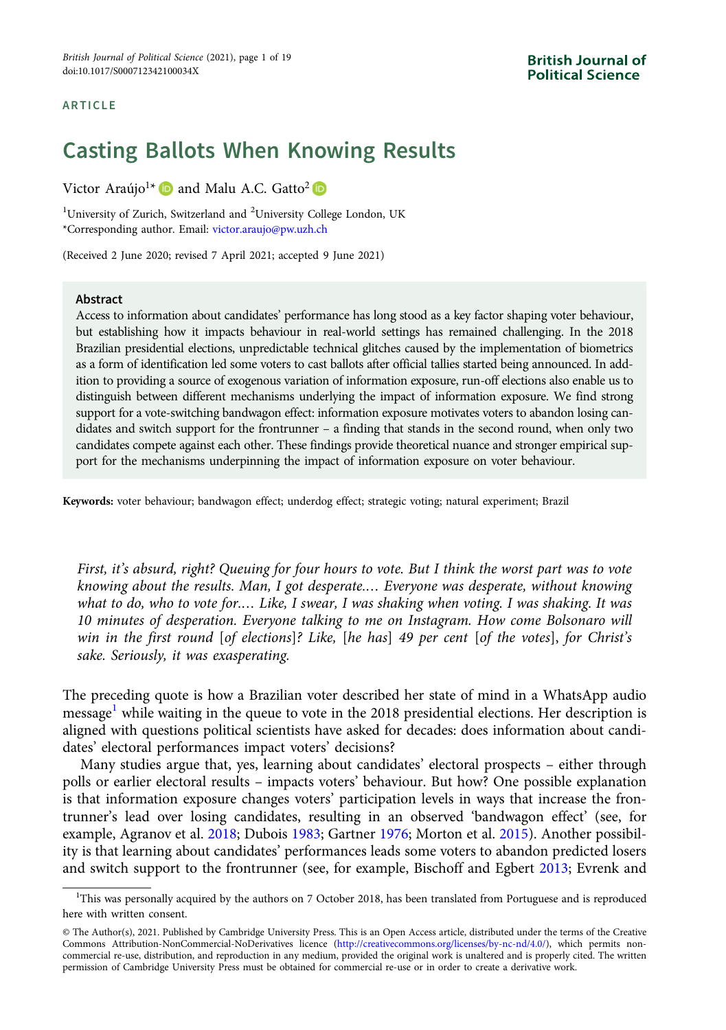ARTICLE

# Casting Ballots When Knowing Results

Victor Araújo[1]* and Malu A.C. Gatto[2]

[1]University of Zurich, Switzerland and [2]University College London, UK
*Corresponding author. Email: victor.araujo@pw.uzh.ch

(Received 2 June 2020; revised 7 April 2021; accepted 9 June 2021)

## Abstract

Access to information about candidates' performance has long stood as a key factor shaping voter behaviour, but establishing how it impacts behaviour in real-world settings has remained challenging. In the 2018 Brazilian presidential elections, unpredictable technical glitches caused by the implementation of biometrics as a form of identification led some voters to cast ballots after official tallies started being announced. In addition to providing a source of exogenous variation of information exposure, run-off elections also enable us to distinguish between different mechanisms underlying the impact of information exposure. We find strong support for a vote-switching bandwagon effect: information exposure motivates voters to abandon losing candidates and switch support for the frontrunner – a finding that stands in the second round, when only two candidates compete against each other. These findings provide theoretical nuance and stronger empirical support for the mechanisms underpinning the impact of information exposure on voter behaviour.

**Keywords:** voter behaviour; bandwagon effect; underdog effect; strategic voting; natural experiment; Brazil

*First, it's absurd, right? Queuing for four hours to vote. But I think the worst part was to vote knowing about the results. Man, I got desperate.… Everyone was desperate, without knowing what to do, who to vote for.… Like, I swear, I was shaking when voting. I was shaking. It was 10 minutes of desperation. Everyone talking to me on Instagram. How come Bolsonaro will win in the first round [of elections]? Like, [he has] 49 per cent [of the votes], for Christ's sake. Seriously, it was exasperating.*

The preceding quote is how a Brazilian voter described her state of mind in a WhatsApp audio message[1] while waiting in the queue to vote in the 2018 presidential elections. Her description is aligned with questions political scientists have asked for decades: does information about candidates' electoral performances impact voters' decisions?

Many studies argue that, yes, learning about candidates' electoral prospects – either through polls or earlier electoral results – impacts voters' behaviour. But how? One possible explanation is that information exposure changes voters' participation levels in ways that increase the frontrunner's lead over losing candidates, resulting in an observed 'bandwagon effect' (see, for example, Agranov et al. 2018; Dubois 1983; Gartner 1976; Morton et al. 2015). Another possibility is that learning about candidates' performances leads some voters to abandon predicted losers and switch support to the frontrunner (see, for example, Bischoff and Egbert 2013; Evrenk and

[1]This was personally acquired by the authors on 7 October 2018, has been translated from Portuguese and is reproduced here with written consent.

© The Author(s), 2021. Published by Cambridge University Press. This is an Open Access article, distributed under the terms of the Creative Commons Attribution-NonCommercial-NoDerivatives licence (http://creativecommons.org/licenses/by-nc-nd/4.0/), which permits non-commercial re-use, distribution, and reproduction in any medium, provided the original work is unaltered and is properly cited. The written permission of Cambridge University Press must be obtained for commercial re-use or in order to create a derivative work.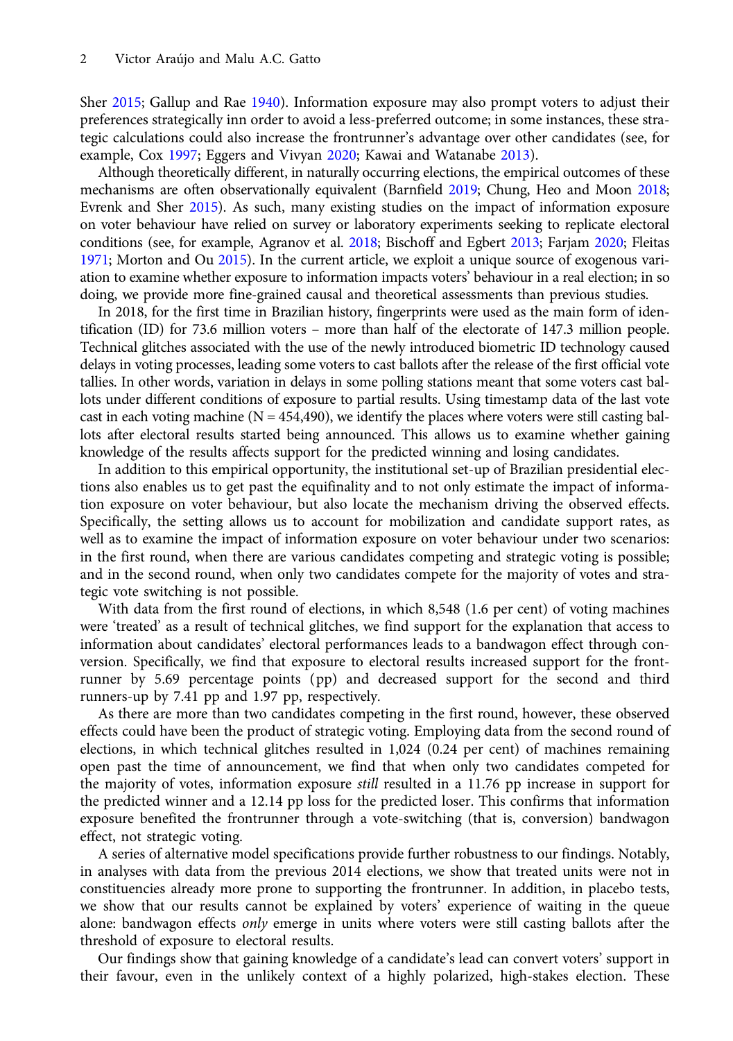Sher 2015; Gallup and Rae 1940). Information exposure may also prompt voters to adjust their preferences strategically inn order to avoid a less-preferred outcome; in some instances, these strategic calculations could also increase the frontrunner's advantage over other candidates (see, for example, Cox 1997; Eggers and Vivyan 2020; Kawai and Watanabe 2013).

Although theoretically different, in naturally occurring elections, the empirical outcomes of these mechanisms are often observationally equivalent (Barnfield 2019; Chung, Heo and Moon 2018; Evrenk and Sher 2015). As such, many existing studies on the impact of information exposure on voter behaviour have relied on survey or laboratory experiments seeking to replicate electoral conditions (see, for example, Agranov et al. 2018; Bischoff and Egbert 2013; Farjam 2020; Fleitas 1971; Morton and Ou 2015). In the current article, we exploit a unique source of exogenous variation to examine whether exposure to information impacts voters' behaviour in a real election; in so doing, we provide more fine-grained causal and theoretical assessments than previous studies.

In 2018, for the first time in Brazilian history, fingerprints were used as the main form of identification (ID) for 73.6 million voters – more than half of the electorate of 147.3 million people. Technical glitches associated with the use of the newly introduced biometric ID technology caused delays in voting processes, leading some voters to cast ballots after the release of the first official vote tallies. In other words, variation in delays in some polling stations meant that some voters cast ballots under different conditions of exposure to partial results. Using timestamp data of the last vote cast in each voting machine (N = 454,490), we identify the places where voters were still casting ballots after electoral results started being announced. This allows us to examine whether gaining knowledge of the results affects support for the predicted winning and losing candidates.

In addition to this empirical opportunity, the institutional set-up of Brazilian presidential elections also enables us to get past the equifinality and to not only estimate the impact of information exposure on voter behaviour, but also locate the mechanism driving the observed effects. Specifically, the setting allows us to account for mobilization and candidate support rates, as well as to examine the impact of information exposure on voter behaviour under two scenarios: in the first round, when there are various candidates competing and strategic voting is possible; and in the second round, when only two candidates compete for the majority of votes and strategic vote switching is not possible.

With data from the first round of elections, in which 8,548 (1.6 per cent) of voting machines were 'treated' as a result of technical glitches, we find support for the explanation that access to information about candidates' electoral performances leads to a bandwagon effect through conversion. Specifically, we find that exposure to electoral results increased support for the frontrunner by 5.69 percentage points (pp) and decreased support for the second and third runners-up by 7.41 pp and 1.97 pp, respectively.

As there are more than two candidates competing in the first round, however, these observed effects could have been the product of strategic voting. Employing data from the second round of elections, in which technical glitches resulted in 1,024 (0.24 per cent) of machines remaining open past the time of announcement, we find that when only two candidates competed for the majority of votes, information exposure *still* resulted in a 11.76 pp increase in support for the predicted winner and a 12.14 pp loss for the predicted loser. This confirms that information exposure benefited the frontrunner through a vote-switching (that is, conversion) bandwagon effect, not strategic voting.

A series of alternative model specifications provide further robustness to our findings. Notably, in analyses with data from the previous 2014 elections, we show that treated units were not in constituencies already more prone to supporting the frontrunner. In addition, in placebo tests, we show that our results cannot be explained by voters' experience of waiting in the queue alone: bandwagon effects *only* emerge in units where voters were still casting ballots after the threshold of exposure to electoral results.

Our findings show that gaining knowledge of a candidate's lead can convert voters' support in their favour, even in the unlikely context of a highly polarized, high-stakes election. These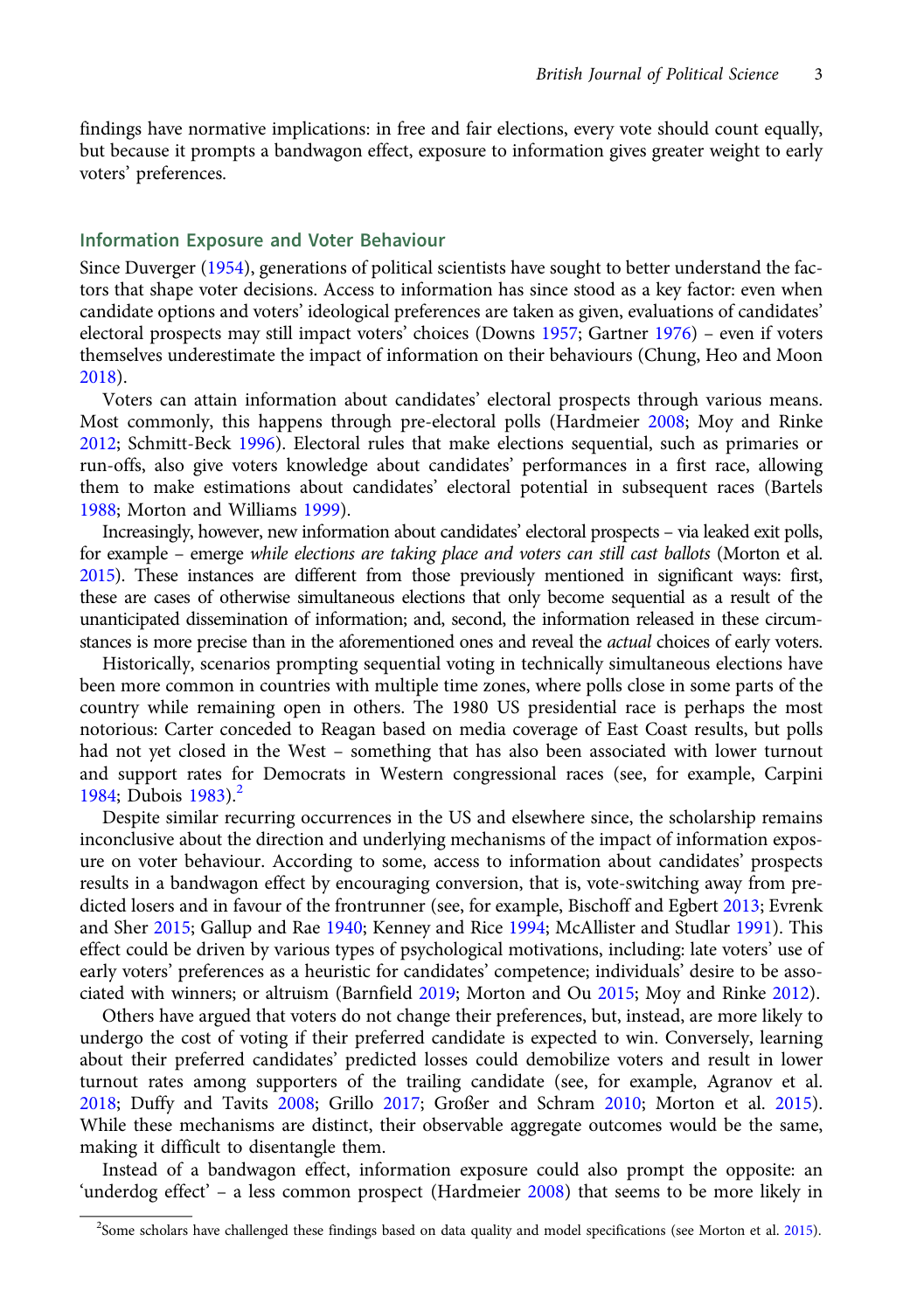findings have normative implications: in free and fair elections, every vote should count equally, but because it prompts a bandwagon effect, exposure to information gives greater weight to early voters' preferences.

## Information Exposure and Voter Behaviour

Since Duverger (1954), generations of political scientists have sought to better understand the factors that shape voter decisions. Access to information has since stood as a key factor: even when candidate options and voters' ideological preferences are taken as given, evaluations of candidates' electoral prospects may still impact voters' choices (Downs 1957; Gartner 1976) – even if voters themselves underestimate the impact of information on their behaviours (Chung, Heo and Moon 2018).

Voters can attain information about candidates' electoral prospects through various means. Most commonly, this happens through pre-electoral polls (Hardmeier 2008; Moy and Rinke 2012; Schmitt-Beck 1996). Electoral rules that make elections sequential, such as primaries or run-offs, also give voters knowledge about candidates' performances in a first race, allowing them to make estimations about candidates' electoral potential in subsequent races (Bartels 1988; Morton and Williams 1999).

Increasingly, however, new information about candidates' electoral prospects – via leaked exit polls, for example – emerge *while elections are taking place and voters can still cast ballots* (Morton et al. 2015). These instances are different from those previously mentioned in significant ways: first, these are cases of otherwise simultaneous elections that only become sequential as a result of the unanticipated dissemination of information; and, second, the information released in these circumstances is more precise than in the aforementioned ones and reveal the *actual* choices of early voters.

Historically, scenarios prompting sequential voting in technically simultaneous elections have been more common in countries with multiple time zones, where polls close in some parts of the country while remaining open in others. The 1980 US presidential race is perhaps the most notorious: Carter conceded to Reagan based on media coverage of East Coast results, but polls had not yet closed in the West – something that has also been associated with lower turnout and support rates for Democrats in Western congressional races (see, for example, Carpini 1984; Dubois 1983).[2]

Despite similar recurring occurrences in the US and elsewhere since, the scholarship remains inconclusive about the direction and underlying mechanisms of the impact of information exposure on voter behaviour. According to some, access to information about candidates' prospects results in a bandwagon effect by encouraging conversion, that is, vote-switching away from predicted losers and in favour of the frontrunner (see, for example, Bischoff and Egbert 2013; Evrenk and Sher 2015; Gallup and Rae 1940; Kenney and Rice 1994; McAllister and Studlar 1991). This effect could be driven by various types of psychological motivations, including: late voters' use of early voters' preferences as a heuristic for candidates' competence; individuals' desire to be associated with winners; or altruism (Barnfield 2019; Morton and Ou 2015; Moy and Rinke 2012).

Others have argued that voters do not change their preferences, but, instead, are more likely to undergo the cost of voting if their preferred candidate is expected to win. Conversely, learning about their preferred candidates' predicted losses could demobilize voters and result in lower turnout rates among supporters of the trailing candidate (see, for example, Agranov et al. 2018; Duffy and Tavits 2008; Grillo 2017; Großer and Schram 2010; Morton et al. 2015). While these mechanisms are distinct, their observable aggregate outcomes would be the same, making it difficult to disentangle them.

Instead of a bandwagon effect, information exposure could also prompt the opposite: an 'underdog effect' – a less common prospect (Hardmeier 2008) that seems to be more likely in

[2] Some scholars have challenged these findings based on data quality and model specifications (see Morton et al. 2015).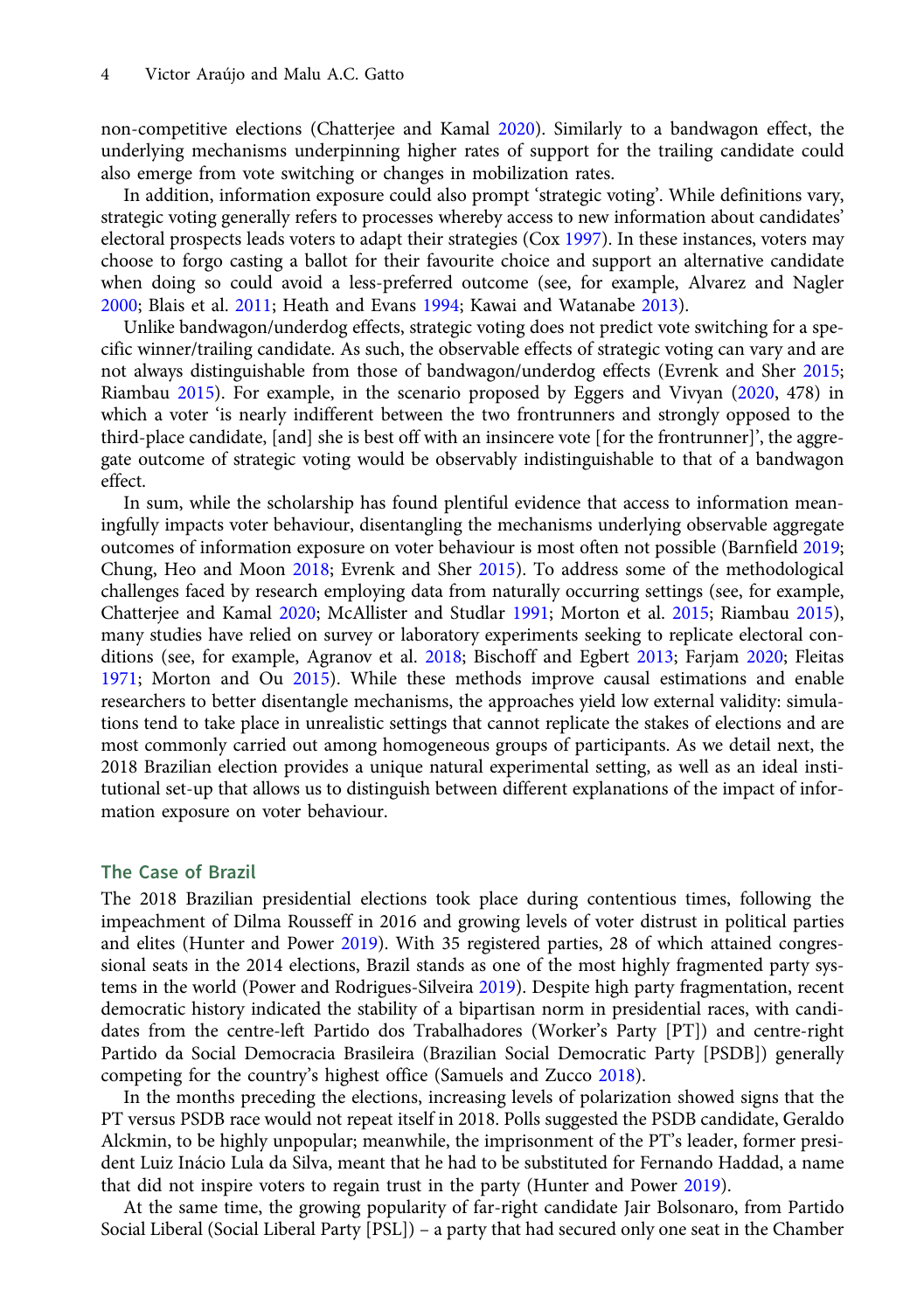non-competitive elections (Chatterjee and Kamal 2020). Similarly to a bandwagon effect, the underlying mechanisms underpinning higher rates of support for the trailing candidate could also emerge from vote switching or changes in mobilization rates.

In addition, information exposure could also prompt 'strategic voting'. While definitions vary, strategic voting generally refers to processes whereby access to new information about candidates' electoral prospects leads voters to adapt their strategies (Cox 1997). In these instances, voters may choose to forgo casting a ballot for their favourite choice and support an alternative candidate when doing so could avoid a less-preferred outcome (see, for example, Alvarez and Nagler 2000; Blais et al. 2011; Heath and Evans 1994; Kawai and Watanabe 2013).

Unlike bandwagon/underdog effects, strategic voting does not predict vote switching for a specific winner/trailing candidate. As such, the observable effects of strategic voting can vary and are not always distinguishable from those of bandwagon/underdog effects (Evrenk and Sher 2015; Riambau 2015). For example, in the scenario proposed by Eggers and Vivyan (2020, 478) in which a voter 'is nearly indifferent between the two frontrunners and strongly opposed to the third-place candidate, [and] she is best off with an insincere vote [for the frontrunner]', the aggregate outcome of strategic voting would be observably indistinguishable to that of a bandwagon effect.

In sum, while the scholarship has found plentiful evidence that access to information meaningfully impacts voter behaviour, disentangling the mechanisms underlying observable aggregate outcomes of information exposure on voter behaviour is most often not possible (Barnfield 2019; Chung, Heo and Moon 2018; Evrenk and Sher 2015). To address some of the methodological challenges faced by research employing data from naturally occurring settings (see, for example, Chatterjee and Kamal 2020; McAllister and Studlar 1991; Morton et al. 2015; Riambau 2015), many studies have relied on survey or laboratory experiments seeking to replicate electoral conditions (see, for example, Agranov et al. 2018; Bischoff and Egbert 2013; Farjam 2020; Fleitas 1971; Morton and Ou 2015). While these methods improve causal estimations and enable researchers to better disentangle mechanisms, the approaches yield low external validity: simulations tend to take place in unrealistic settings that cannot replicate the stakes of elections and are most commonly carried out among homogeneous groups of participants. As we detail next, the 2018 Brazilian election provides a unique natural experimental setting, as well as an ideal institutional set-up that allows us to distinguish between different explanations of the impact of information exposure on voter behaviour.

## The Case of Brazil

The 2018 Brazilian presidential elections took place during contentious times, following the impeachment of Dilma Rousseff in 2016 and growing levels of voter distrust in political parties and elites (Hunter and Power 2019). With 35 registered parties, 28 of which attained congressional seats in the 2014 elections, Brazil stands as one of the most highly fragmented party systems in the world (Power and Rodrigues-Silveira 2019). Despite high party fragmentation, recent democratic history indicated the stability of a bipartisan norm in presidential races, with candidates from the centre-left Partido dos Trabalhadores (Worker's Party [PT]) and centre-right Partido da Social Democracia Brasileira (Brazilian Social Democratic Party [PSDB]) generally competing for the country's highest office (Samuels and Zucco 2018).

In the months preceding the elections, increasing levels of polarization showed signs that the PT versus PSDB race would not repeat itself in 2018. Polls suggested the PSDB candidate, Geraldo Alckmin, to be highly unpopular; meanwhile, the imprisonment of the PT's leader, former president Luiz Inácio Lula da Silva, meant that he had to be substituted for Fernando Haddad, a name that did not inspire voters to regain trust in the party (Hunter and Power 2019).

At the same time, the growing popularity of far-right candidate Jair Bolsonaro, from Partido Social Liberal (Social Liberal Party [PSL]) – a party that had secured only one seat in the Chamber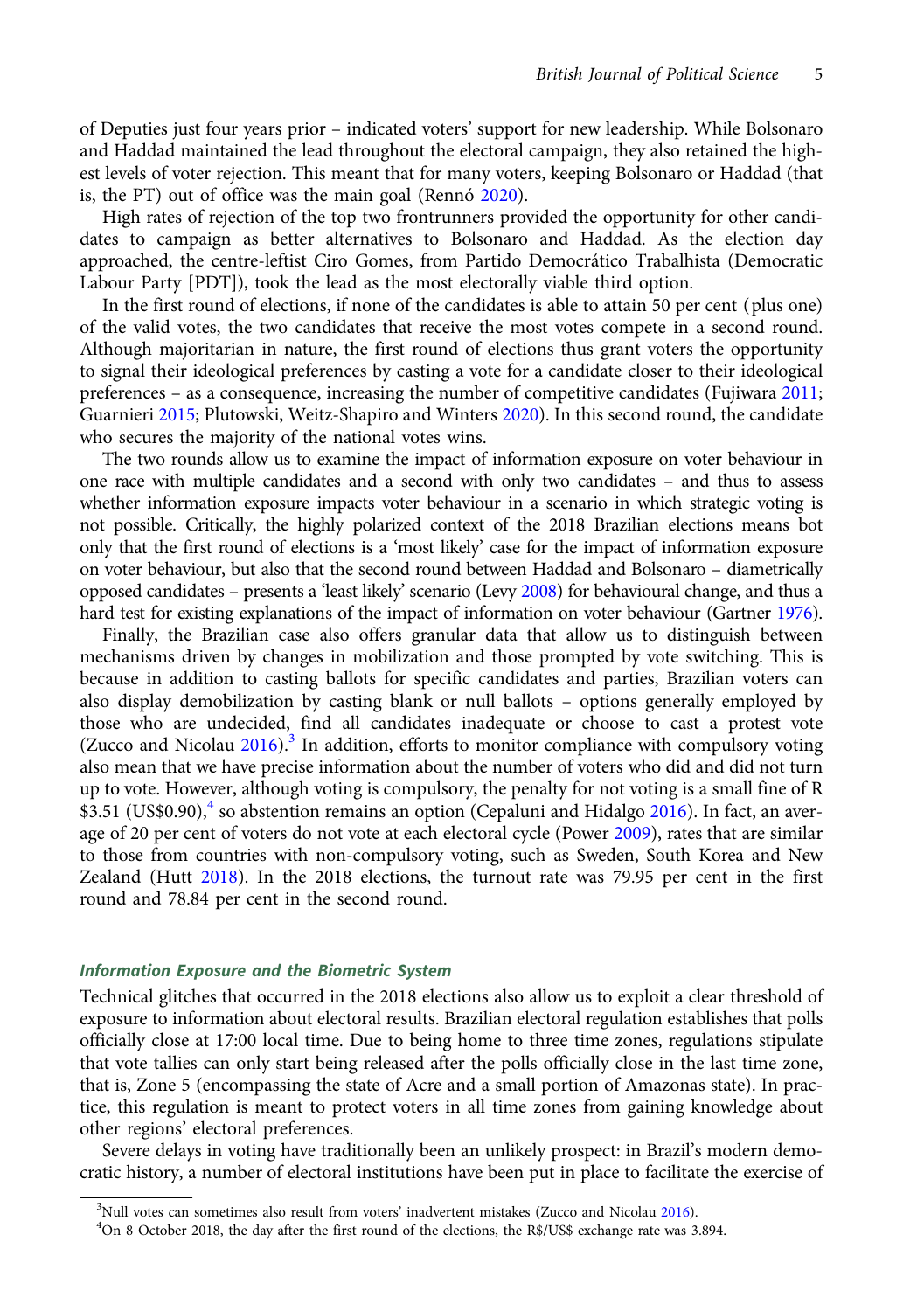of Deputies just four years prior – indicated voters' support for new leadership. While Bolsonaro and Haddad maintained the lead throughout the electoral campaign, they also retained the highest levels of voter rejection. This meant that for many voters, keeping Bolsonaro or Haddad (that is, the PT) out of office was the main goal (Rennó 2020).

High rates of rejection of the top two frontrunners provided the opportunity for other candidates to campaign as better alternatives to Bolsonaro and Haddad. As the election day approached, the centre-leftist Ciro Gomes, from Partido Democrático Trabalhista (Democratic Labour Party [PDT]), took the lead as the most electorally viable third option.

In the first round of elections, if none of the candidates is able to attain 50 per cent (plus one) of the valid votes, the two candidates that receive the most votes compete in a second round. Although majoritarian in nature, the first round of elections thus grant voters the opportunity to signal their ideological preferences by casting a vote for a candidate closer to their ideological preferences – as a consequence, increasing the number of competitive candidates (Fujiwara 2011; Guarnieri 2015; Plutowski, Weitz-Shapiro and Winters 2020). In this second round, the candidate who secures the majority of the national votes wins.

The two rounds allow us to examine the impact of information exposure on voter behaviour in one race with multiple candidates and a second with only two candidates – and thus to assess whether information exposure impacts voter behaviour in a scenario in which strategic voting is not possible. Critically, the highly polarized context of the 2018 Brazilian elections means bot only that the first round of elections is a 'most likely' case for the impact of information exposure on voter behaviour, but also that the second round between Haddad and Bolsonaro – diametrically opposed candidates – presents a 'least likely' scenario (Levy 2008) for behavioural change, and thus a hard test for existing explanations of the impact of information on voter behaviour (Gartner 1976).

Finally, the Brazilian case also offers granular data that allow us to distinguish between mechanisms driven by changes in mobilization and those prompted by vote switching. This is because in addition to casting ballots for specific candidates and parties, Brazilian voters can also display demobilization by casting blank or null ballots – options generally employed by those who are undecided, find all candidates inadequate or choose to cast a protest vote (Zucco and Nicolau 2016).[3] In addition, efforts to monitor compliance with compulsory voting also mean that we have precise information about the number of voters who did and did not turn up to vote. However, although voting is compulsory, the penalty for not voting is a small fine of R $3.51 (US$0.90),[4] so abstention remains an option (Cepaluni and Hidalgo 2016). In fact, an average of 20 per cent of voters do not vote at each electoral cycle (Power 2009), rates that are similar to those from countries with non-compulsory voting, such as Sweden, South Korea and New Zealand (Hutt 2018). In the 2018 elections, the turnout rate was 79.95 per cent in the first round and 78.84 per cent in the second round.

### Information Exposure and the Biometric System

Technical glitches that occurred in the 2018 elections also allow us to exploit a clear threshold of exposure to information about electoral results. Brazilian electoral regulation establishes that polls officially close at 17:00 local time. Due to being home to three time zones, regulations stipulate that vote tallies can only start being released after the polls officially close in the last time zone, that is, Zone 5 (encompassing the state of Acre and a small portion of Amazonas state). In practice, this regulation is meant to protect voters in all time zones from gaining knowledge about other regions' electoral preferences.

Severe delays in voting have traditionally been an unlikely prospect: in Brazil's modern democratic history, a number of electoral institutions have been put in place to facilitate the exercise of

[3]Null votes can sometimes also result from voters' inadvertent mistakes (Zucco and Nicolau 2016).

[4]On 8 October 2018, the day after the first round of the elections, the R$/US$ exchange rate was 3.894.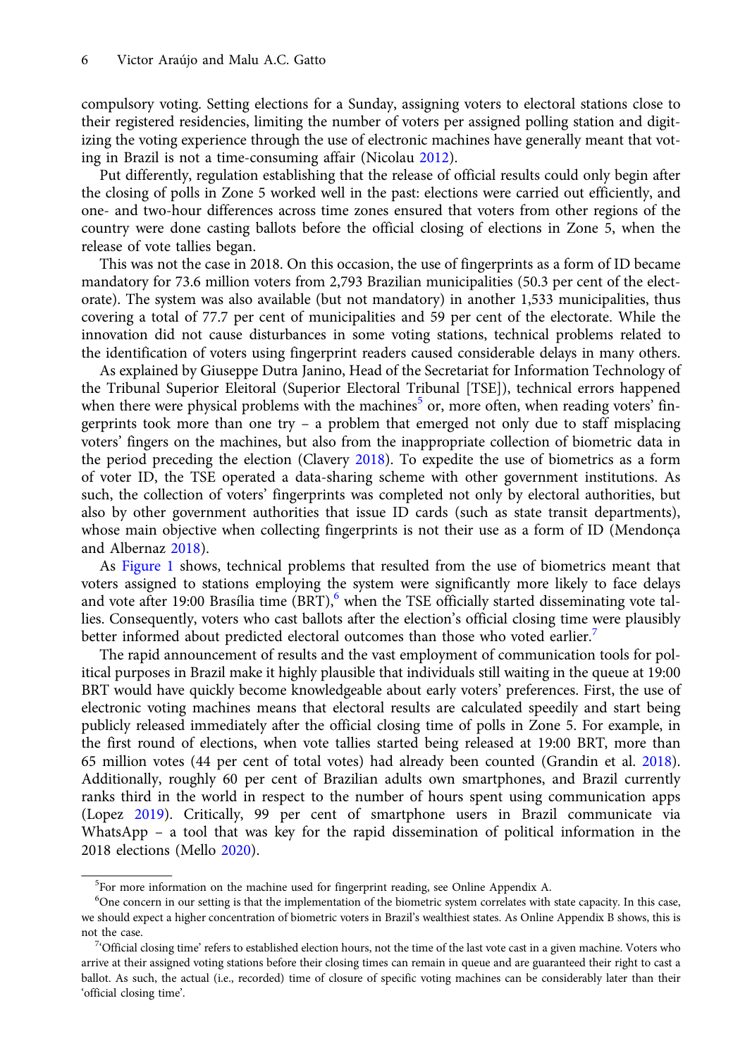compulsory voting. Setting elections for a Sunday, assigning voters to electoral stations close to their registered residencies, limiting the number of voters per assigned polling station and digitizing the voting experience through the use of electronic machines have generally meant that voting in Brazil is not a time-consuming affair (Nicolau 2012).

Put differently, regulation establishing that the release of official results could only begin after the closing of polls in Zone 5 worked well in the past: elections were carried out efficiently, and one- and two-hour differences across time zones ensured that voters from other regions of the country were done casting ballots before the official closing of elections in Zone 5, when the release of vote tallies began.

This was not the case in 2018. On this occasion, the use of fingerprints as a form of ID became mandatory for 73.6 million voters from 2,793 Brazilian municipalities (50.3 per cent of the electorate). The system was also available (but not mandatory) in another 1,533 municipalities, thus covering a total of 77.7 per cent of municipalities and 59 per cent of the electorate. While the innovation did not cause disturbances in some voting stations, technical problems related to the identification of voters using fingerprint readers caused considerable delays in many others.

As explained by Giuseppe Dutra Janino, Head of the Secretariat for Information Technology of the Tribunal Superior Eleitoral (Superior Electoral Tribunal [TSE]), technical errors happened when there were physical problems with the machines[5] or, more often, when reading voters' fingerprints took more than one try – a problem that emerged not only due to staff misplacing voters' fingers on the machines, but also from the inappropriate collection of biometric data in the period preceding the election (Clavery 2018). To expedite the use of biometrics as a form of voter ID, the TSE operated a data-sharing scheme with other government institutions. As such, the collection of voters' fingerprints was completed not only by electoral authorities, but also by other government authorities that issue ID cards (such as state transit departments), whose main objective when collecting fingerprints is not their use as a form of ID (Mendonça and Albernaz 2018).

As Figure 1 shows, technical problems that resulted from the use of biometrics meant that voters assigned to stations employing the system were significantly more likely to face delays and vote after 19:00 Brasília time (BRT),[6] when the TSE officially started disseminating vote tallies. Consequently, voters who cast ballots after the election's official closing time were plausibly better informed about predicted electoral outcomes than those who voted earlier.[7]

The rapid announcement of results and the vast employment of communication tools for political purposes in Brazil make it highly plausible that individuals still waiting in the queue at 19:00 BRT would have quickly become knowledgeable about early voters' preferences. First, the use of electronic voting machines means that electoral results are calculated speedily and start being publicly released immediately after the official closing time of polls in Zone 5. For example, in the first round of elections, when vote tallies started being released at 19:00 BRT, more than 65 million votes (44 per cent of total votes) had already been counted (Grandin et al. 2018). Additionally, roughly 60 per cent of Brazilian adults own smartphones, and Brazil currently ranks third in the world in respect to the number of hours spent using communication apps (Lopez 2019). Critically, 99 per cent of smartphone users in Brazil communicate via WhatsApp – a tool that was key for the rapid dissemination of political information in the 2018 elections (Mello 2020).

---

[5] For more information on the machine used for fingerprint reading, see Online Appendix A.

[6] One concern in our setting is that the implementation of the biometric system correlates with state capacity. In this case, we should expect a higher concentration of biometric voters in Brazil's wealthiest states. As Online Appendix B shows, this is not the case.

[7] 'Official closing time' refers to established election hours, not the time of the last vote cast in a given machine. Voters who arrive at their assigned voting stations before their closing times can remain in queue and are guaranteed their right to cast a ballot. As such, the actual (i.e., recorded) time of closure of specific voting machines can be considerably later than their 'official closing time'.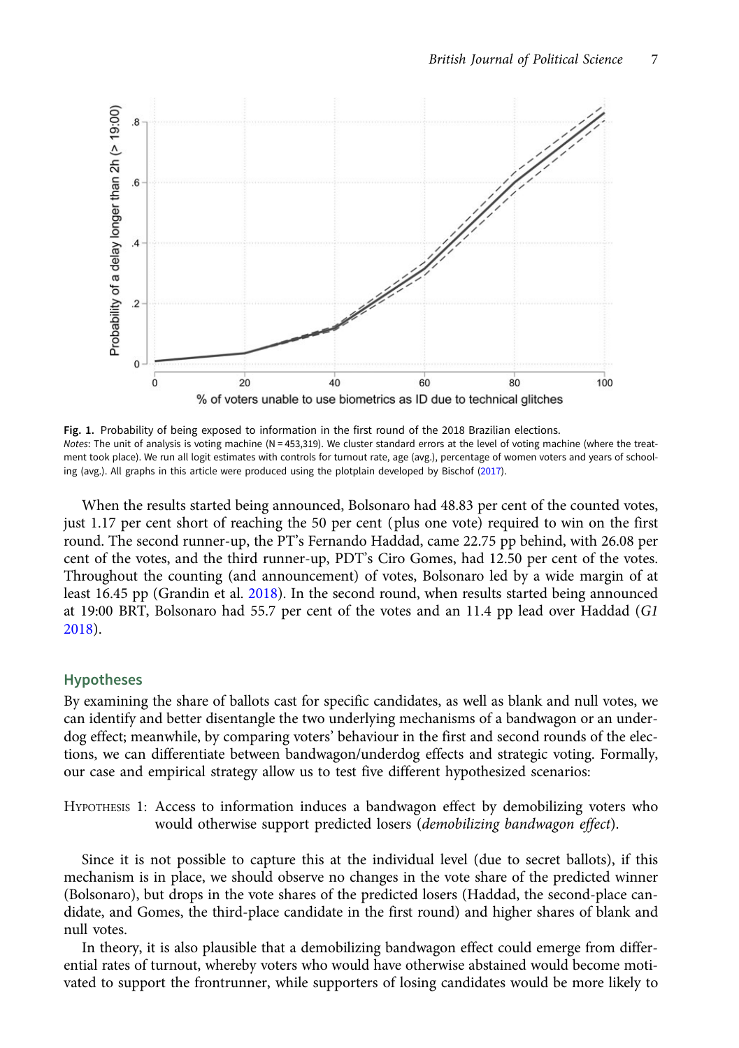**Fig. 1.** Probability of being exposed to information in the first round of the 2018 Brazilian elections.

*Notes*: The unit of analysis is voting machine (N = 453,319). We cluster standard errors at the level of voting machine (where the treatment took place). We run all logit estimates with controls for turnout rate, age (avg.), percentage of women voters and years of schooling (avg.). All graphs in this article were produced using the plotplain developed by Bischof (2017).

When the results started being announced, Bolsonaro had 48.83 per cent of the counted votes, just 1.17 per cent short of reaching the 50 per cent (plus one vote) required to win on the first round. The second runner-up, the PT's Fernando Haddad, came 22.75 pp behind, with 26.08 per cent of the votes, and the third runner-up, PDT's Ciro Gomes, had 12.50 per cent of the votes. Throughout the counting (and announcement) of votes, Bolsonaro led by a wide margin of at least 16.45 pp (Grandin et al. 2018). In the second round, when results started being announced at 19:00 BRT, Bolsonaro had 55.7 per cent of the votes and an 11.4 pp lead over Haddad (*G1* 2018).

## Hypotheses

By examining the share of ballots cast for specific candidates, as well as blank and null votes, we can identify and better disentangle the two underlying mechanisms of a bandwagon or an underdog effect; meanwhile, by comparing voters' behaviour in the first and second rounds of the elections, we can differentiate between bandwagon/underdog effects and strategic voting. Formally, our case and empirical strategy allow us to test five different hypothesized scenarios:

Hypothesis 1: Access to information induces a bandwagon effect by demobilizing voters who would otherwise support predicted losers (*demobilizing bandwagon effect*).

Since it is not possible to capture this at the individual level (due to secret ballots), if this mechanism is in place, we should observe no changes in the vote share of the predicted winner (Bolsonaro), but drops in the vote shares of the predicted losers (Haddad, the second-place candidate, and Gomes, the third-place candidate in the first round) and higher shares of blank and null votes.

In theory, it is also plausible that a demobilizing bandwagon effect could emerge from differential rates of turnout, whereby voters who would have otherwise abstained would become motivated to support the frontrunner, while supporters of losing candidates would be more likely to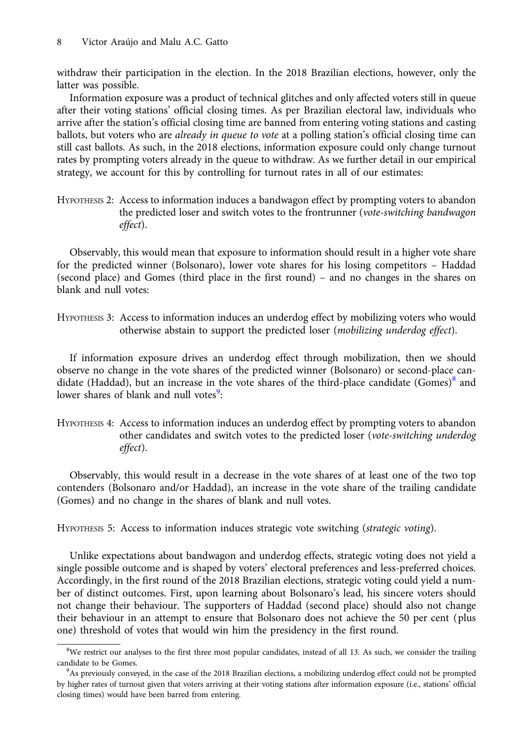withdraw their participation in the election. In the 2018 Brazilian elections, however, only the latter was possible.

Information exposure was a product of technical glitches and only affected voters still in queue after their voting stations' official closing times. As per Brazilian electoral law, individuals who arrive after the station's official closing time are banned from entering voting stations and casting ballots, but voters who are *already in queue to vote* at a polling station's official closing time can still cast ballots. As such, in the 2018 elections, information exposure could only change turnout rates by prompting voters already in the queue to withdraw. As we further detail in our empirical strategy, we account for this by controlling for turnout rates in all of our estimates:

HYPOTHESIS 2: Access to information induces a bandwagon effect by prompting voters to abandon the predicted loser and switch votes to the frontrunner (*vote-switching bandwagon effect*).

Observably, this would mean that exposure to information should result in a higher vote share for the predicted winner (Bolsonaro), lower vote shares for his losing competitors – Haddad (second place) and Gomes (third place in the first round) – and no changes in the shares on blank and null votes:

HYPOTHESIS 3: Access to information induces an underdog effect by mobilizing voters who would otherwise abstain to support the predicted loser (*mobilizing underdog effect*).

If information exposure drives an underdog effect through mobilization, then we should observe no change in the vote shares of the predicted winner (Bolsonaro) or second-place candidate (Haddad), but an increase in the vote shares of the third-place candidate (Gomes)[8] and lower shares of blank and null votes[9]:

HYPOTHESIS 4: Access to information induces an underdog effect by prompting voters to abandon other candidates and switch votes to the predicted loser (*vote-switching underdog effect*).

Observably, this would result in a decrease in the vote shares of at least one of the two top contenders (Bolsonaro and/or Haddad), an increase in the vote share of the trailing candidate (Gomes) and no change in the shares of blank and null votes.

HYPOTHESIS 5: Access to information induces strategic vote switching (*strategic voting*).

Unlike expectations about bandwagon and underdog effects, strategic voting does not yield a single possible outcome and is shaped by voters' electoral preferences and less-preferred choices. Accordingly, in the first round of the 2018 Brazilian elections, strategic voting could yield a number of distinct outcomes. First, upon learning about Bolsonaro's lead, his sincere voters should not change their behaviour. The supporters of Haddad (second place) should also not change their behaviour in an attempt to ensure that Bolsonaro does not achieve the 50 per cent (plus one) threshold of votes that would win him the presidency in the first round.

---

[8]We restrict our analyses to the first three most popular candidates, instead of all 13. As such, we consider the trailing candidate to be Gomes.

[9]As previously conveyed, in the case of the 2018 Brazilian elections, a mobilizing underdog effect could not be prompted by higher rates of turnout given that voters arriving at their voting stations after information exposure (i.e., stations' official closing times) would have been barred from entering.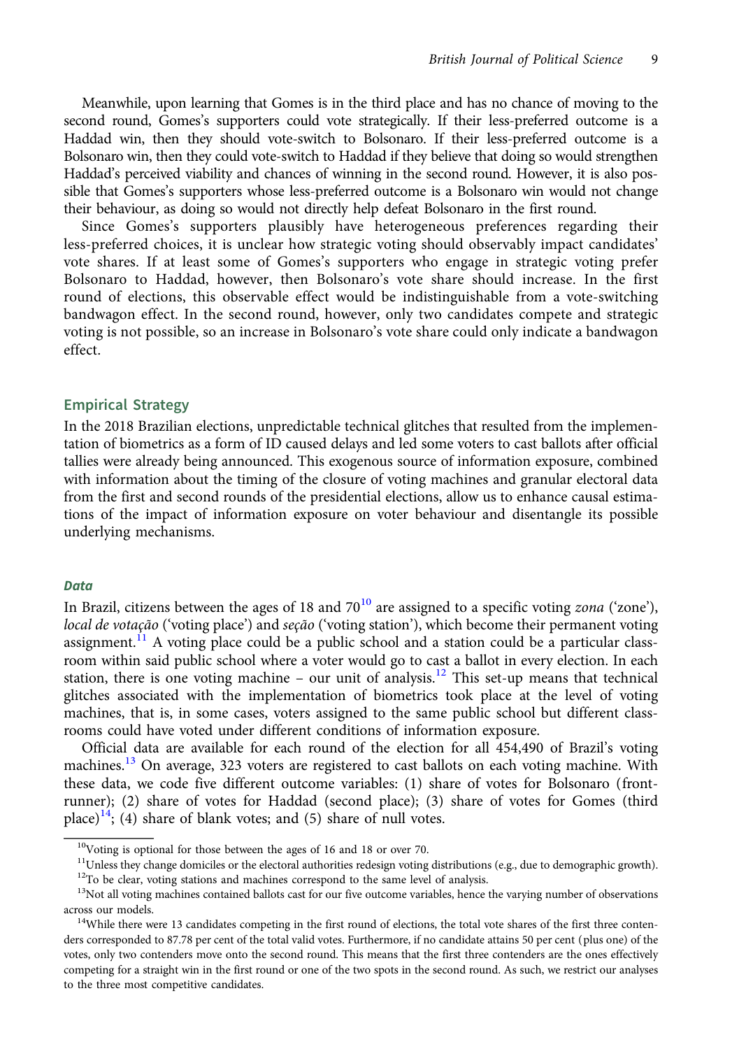Meanwhile, upon learning that Gomes is in the third place and has no chance of moving to the second round, Gomes's supporters could vote strategically. If their less-preferred outcome is a Haddad win, then they should vote-switch to Bolsonaro. If their less-preferred outcome is a Bolsonaro win, then they could vote-switch to Haddad if they believe that doing so would strengthen Haddad's perceived viability and chances of winning in the second round. However, it is also possible that Gomes's supporters whose less-preferred outcome is a Bolsonaro win would not change their behaviour, as doing so would not directly help defeat Bolsonaro in the first round.

Since Gomes's supporters plausibly have heterogeneous preferences regarding their less-preferred choices, it is unclear how strategic voting should observably impact candidates' vote shares. If at least some of Gomes's supporters who engage in strategic voting prefer Bolsonaro to Haddad, however, then Bolsonaro's vote share should increase. In the first round of elections, this observable effect would be indistinguishable from a vote-switching bandwagon effect. In the second round, however, only two candidates compete and strategic voting is not possible, so an increase in Bolsonaro's vote share could only indicate a bandwagon effect.

## Empirical Strategy

In the 2018 Brazilian elections, unpredictable technical glitches that resulted from the implementation of biometrics as a form of ID caused delays and led some voters to cast ballots after official tallies were already being announced. This exogenous source of information exposure, combined with information about the timing of the closure of voting machines and granular electoral data from the first and second rounds of the presidential elections, allow us to enhance causal estimations of the impact of information exposure on voter behaviour and disentangle its possible underlying mechanisms.

### *Data*

In Brazil, citizens between the ages of 18 and 70[10] are assigned to a specific voting *zona* ('zone'), *local de votação* ('voting place') and *seção* ('voting station'), which become their permanent voting assignment.[11] A voting place could be a public school and a station could be a particular classroom within said public school where a voter would go to cast a ballot in every election. In each station, there is one voting machine – our unit of analysis.[12] This set-up means that technical glitches associated with the implementation of biometrics took place at the level of voting machines, that is, in some cases, voters assigned to the same public school but different classrooms could have voted under different conditions of information exposure.

Official data are available for each round of the election for all 454,490 of Brazil's voting machines.[13] On average, 323 voters are registered to cast ballots on each voting machine. With these data, we code five different outcome variables: (1) share of votes for Bolsonaro (front-runner); (2) share of votes for Haddad (second place); (3) share of votes for Gomes (third place)[14]; (4) share of blank votes; and (5) share of null votes.

---

[10] Voting is optional for those between the ages of 16 and 18 or over 70.

[11] Unless they change domiciles or the electoral authorities redesign voting distributions (e.g., due to demographic growth).

[12] To be clear, voting stations and machines correspond to the same level of analysis.

[13] Not all voting machines contained ballots cast for our five outcome variables, hence the varying number of observations across our models.

[14] While there were 13 candidates competing in the first round of elections, the total vote shares of the first three contenders corresponded to 87.78 per cent of the total valid votes. Furthermore, if no candidate attains 50 per cent (plus one) of the votes, only two contenders move onto the second round. This means that the first three contenders are the ones effectively competing for a straight win in the first round or one of the two spots in the second round. As such, we restrict our analyses to the three most competitive candidates.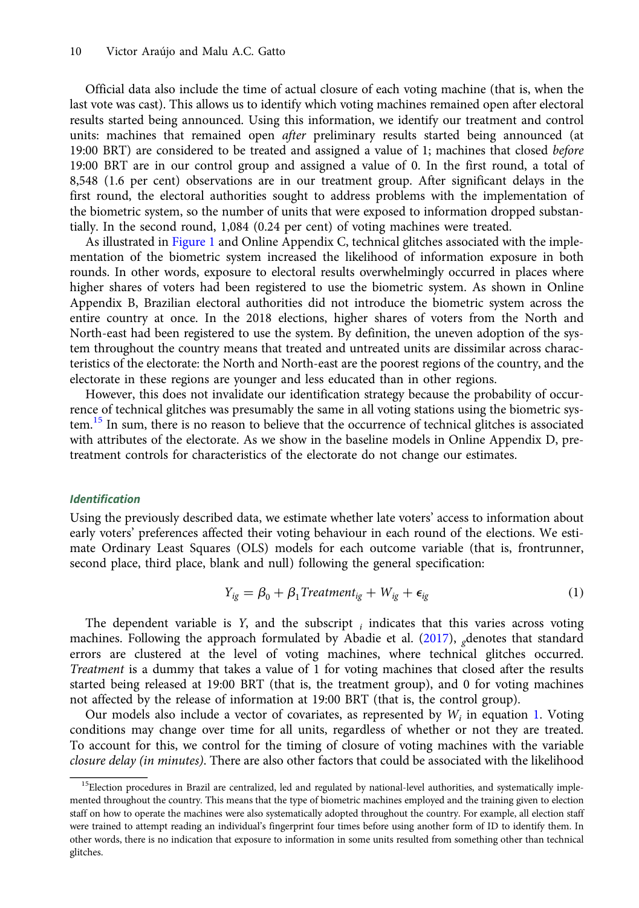Official data also include the time of actual closure of each voting machine (that is, when the last vote was cast). This allows us to identify which voting machines remained open after electoral results started being announced. Using this information, we identify our treatment and control units: machines that remained open *after* preliminary results started being announced (at 19:00 BRT) are considered to be treated and assigned a value of 1; machines that closed *before* 19:00 BRT are in our control group and assigned a value of 0. In the first round, a total of 8,548 (1.6 per cent) observations are in our treatment group. After significant delays in the first round, the electoral authorities sought to address problems with the implementation of the biometric system, so the number of units that were exposed to information dropped substantially. In the second round, 1,084 (0.24 per cent) of voting machines were treated.

As illustrated in Figure 1 and Online Appendix C, technical glitches associated with the implementation of the biometric system increased the likelihood of information exposure in both rounds. In other words, exposure to electoral results overwhelmingly occurred in places where higher shares of voters had been registered to use the biometric system. As shown in Online Appendix B, Brazilian electoral authorities did not introduce the biometric system across the entire country at once. In the 2018 elections, higher shares of voters from the North and North-east had been registered to use the system. By definition, the uneven adoption of the system throughout the country means that treated and untreated units are dissimilar across characteristics of the electorate: the North and North-east are the poorest regions of the country, and the electorate in these regions are younger and less educated than in other regions.

However, this does not invalidate our identification strategy because the probability of occurrence of technical glitches was presumably the same in all voting stations using the biometric system.[15] In sum, there is no reason to believe that the occurrence of technical glitches is associated with attributes of the electorate. As we show in the baseline models in Online Appendix D, pretreatment controls for characteristics of the electorate do not change our estimates.

### *Identification*

Using the previously described data, we estimate whether late voters' access to information about early voters' preferences affected their voting behaviour in each round of the elections. We estimate Ordinary Least Squares (OLS) models for each outcome variable (that is, frontrunner, second place, third place, blank and null) following the general specification:

$$Y_{ig} = \beta_0 + \beta_1 Treatment_{ig} + W_{ig} + \epsilon_{ig} \tag{1}$$

The dependent variable is $Y$, and the subscript $_i$ indicates that this varies across voting machines. Following the approach formulated by Abadie et al. (2017), $_g$denotes that standard errors are clustered at the level of voting machines, where technical glitches occurred. *Treatment* is a dummy that takes a value of 1 for voting machines that closed after the results started being released at 19:00 BRT (that is, the treatment group), and 0 for voting machines not affected by the release of information at 19:00 BRT (that is, the control group).

Our models also include a vector of covariates, as represented by $W_i$ in equation 1. Voting conditions may change over time for all units, regardless of whether or not they are treated. To account for this, we control for the timing of closure of voting machines with the variable *closure delay (in minutes)*. There are also other factors that could be associated with the likelihood

[15]Election procedures in Brazil are centralized, led and regulated by national-level authorities, and systematically implemented throughout the country. This means that the type of biometric machines employed and the training given to election staff on how to operate the machines were also systematically adopted throughout the country. For example, all election staff were trained to attempt reading an individual's fingerprint four times before using another form of ID to identify them. In other words, there is no indication that exposure to information in some units resulted from something other than technical glitches.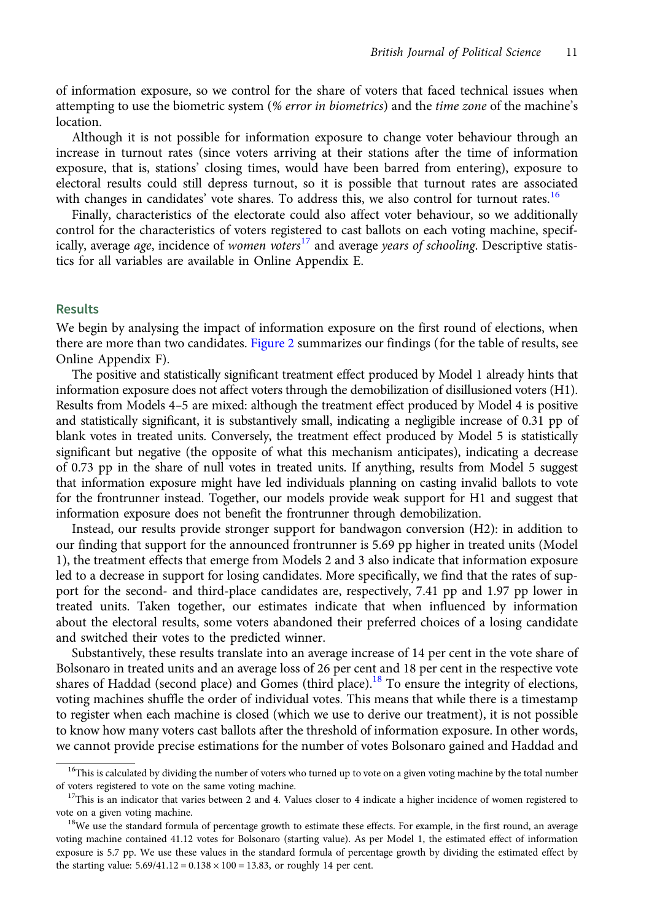of information exposure, so we control for the share of voters that faced technical issues when attempting to use the biometric system (*% error in biometrics*) and the *time zone* of the machine's location.

Although it is not possible for information exposure to change voter behaviour through an increase in turnout rates (since voters arriving at their stations after the time of information exposure, that is, stations' closing times, would have been barred from entering), exposure to electoral results could still depress turnout, so it is possible that turnout rates are associated with changes in candidates' vote shares. To address this, we also control for turnout rates.[16]

Finally, characteristics of the electorate could also affect voter behaviour, so we additionally control for the characteristics of voters registered to cast ballots on each voting machine, specifically, average *age*, incidence of *women voters*[17] and average *years of schooling*. Descriptive statistics for all variables are available in Online Appendix E.

## Results

We begin by analysing the impact of information exposure on the first round of elections, when there are more than two candidates. Figure 2 summarizes our findings (for the table of results, see Online Appendix F).

The positive and statistically significant treatment effect produced by Model 1 already hints that information exposure does not affect voters through the demobilization of disillusioned voters (H1). Results from Models 4–5 are mixed: although the treatment effect produced by Model 4 is positive and statistically significant, it is substantively small, indicating a negligible increase of 0.31 pp of blank votes in treated units. Conversely, the treatment effect produced by Model 5 is statistically significant but negative (the opposite of what this mechanism anticipates), indicating a decrease of 0.73 pp in the share of null votes in treated units. If anything, results from Model 5 suggest that information exposure might have led individuals planning on casting invalid ballots to vote for the frontrunner instead. Together, our models provide weak support for H1 and suggest that information exposure does not benefit the frontrunner through demobilization.

Instead, our results provide stronger support for bandwagon conversion (H2): in addition to our finding that support for the announced frontrunner is 5.69 pp higher in treated units (Model 1), the treatment effects that emerge from Models 2 and 3 also indicate that information exposure led to a decrease in support for losing candidates. More specifically, we find that the rates of support for the second- and third-place candidates are, respectively, 7.41 pp and 1.97 pp lower in treated units. Taken together, our estimates indicate that when influenced by information about the electoral results, some voters abandoned their preferred choices of a losing candidate and switched their votes to the predicted winner.

Substantively, these results translate into an average increase of 14 per cent in the vote share of Bolsonaro in treated units and an average loss of 26 per cent and 18 per cent in the respective vote shares of Haddad (second place) and Gomes (third place).[18] To ensure the integrity of elections, voting machines shuffle the order of individual votes. This means that while there is a timestamp to register when each machine is closed (which we use to derive our treatment), it is not possible to know how many voters cast ballots after the threshold of information exposure. In other words, we cannot provide precise estimations for the number of votes Bolsonaro gained and Haddad and

---

[16]This is calculated by dividing the number of voters who turned up to vote on a given voting machine by the total number of voters registered to vote on the same voting machine.

[17]This is an indicator that varies between 2 and 4. Values closer to 4 indicate a higher incidence of women registered to vote on a given voting machine.

[18]We use the standard formula of percentage growth to estimate these effects. For example, in the first round, an average voting machine contained 41.12 votes for Bolsonaro (starting value). As per Model 1, the estimated effect of information exposure is 5.7 pp. We use these values in the standard formula of percentage growth by dividing the estimated effect by the starting value: $5.69/41.12 = 0.138 \times 100 = 13.83$, or roughly 14 per cent.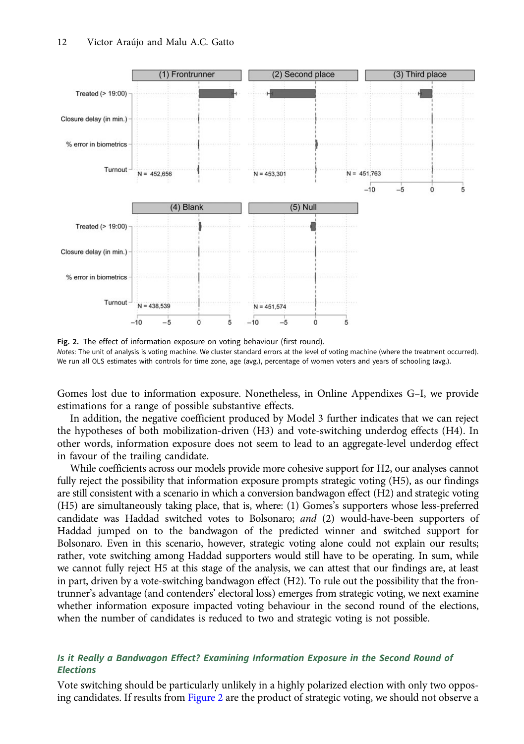Fig. 2. The effect of information exposure on voting behaviour (first round).

*Notes*: The unit of analysis is voting machine. We cluster standard errors at the level of voting machine (where the treatment occurred). We run all OLS estimates with controls for time zone, age (avg.), percentage of women voters and years of schooling (avg.).

Gomes lost due to information exposure. Nonetheless, in Online Appendixes G–I, we provide estimations for a range of possible substantive effects.

In addition, the negative coefficient produced by Model 3 further indicates that we can reject the hypotheses of both mobilization-driven (H3) and vote-switching underdog effects (H4). In other words, information exposure does not seem to lead to an aggregate-level underdog effect in favour of the trailing candidate.

While coefficients across our models provide more cohesive support for H2, our analyses cannot fully reject the possibility that information exposure prompts strategic voting (H5), as our findings are still consistent with a scenario in which a conversion bandwagon effect (H2) and strategic voting (H5) are simultaneously taking place, that is, where: (1) Gomes's supporters whose less-preferred candidate was Haddad switched votes to Bolsonaro; *and* (2) would-have-been supporters of Haddad jumped on to the bandwagon of the predicted winner and switched support for Bolsonaro. Even in this scenario, however, strategic voting alone could not explain our results; rather, vote switching among Haddad supporters would still have to be operating. In sum, while we cannot fully reject H5 at this stage of the analysis, we can attest that our findings are, at least in part, driven by a vote-switching bandwagon effect (H2). To rule out the possibility that the frontrunner's advantage (and contenders' electoral loss) emerges from strategic voting, we next examine whether information exposure impacted voting behaviour in the second round of the elections, when the number of candidates is reduced to two and strategic voting is not possible.

### *Is it Really a Bandwagon Effect? Examining Information Exposure in the Second Round of Elections*

Vote switching should be particularly unlikely in a highly polarized election with only two opposing candidates. If results from Figure 2 are the product of strategic voting, we should not observe a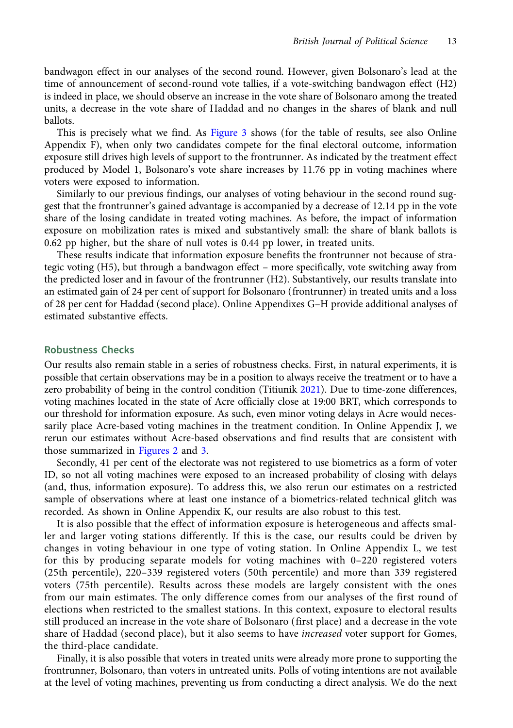bandwagon effect in our analyses of the second round. However, given Bolsonaro's lead at the time of announcement of second-round vote tallies, if a vote-switching bandwagon effect (H2) is indeed in place, we should observe an increase in the vote share of Bolsonaro among the treated units, a decrease in the vote share of Haddad and no changes in the shares of blank and null ballots.

This is precisely what we find. As Figure 3 shows (for the table of results, see also Online Appendix F), when only two candidates compete for the final electoral outcome, information exposure still drives high levels of support to the frontrunner. As indicated by the treatment effect produced by Model 1, Bolsonaro's vote share increases by 11.76 pp in voting machines where voters were exposed to information.

Similarly to our previous findings, our analyses of voting behaviour in the second round suggest that the frontrunner's gained advantage is accompanied by a decrease of 12.14 pp in the vote share of the losing candidate in treated voting machines. As before, the impact of information exposure on mobilization rates is mixed and substantively small: the share of blank ballots is 0.62 pp higher, but the share of null votes is 0.44 pp lower, in treated units.

These results indicate that information exposure benefits the frontrunner not because of strategic voting (H5), but through a bandwagon effect – more specifically, vote switching away from the predicted loser and in favour of the frontrunner (H2). Substantively, our results translate into an estimated gain of 24 per cent of support for Bolsonaro (frontrunner) in treated units and a loss of 28 per cent for Haddad (second place). Online Appendixes G–H provide additional analyses of estimated substantive effects.

## Robustness Checks

Our results also remain stable in a series of robustness checks. First, in natural experiments, it is possible that certain observations may be in a position to always receive the treatment or to have a zero probability of being in the control condition (Titiunik 2021). Due to time-zone differences, voting machines located in the state of Acre officially close at 19:00 BRT, which corresponds to our threshold for information exposure. As such, even minor voting delays in Acre would necessarily place Acre-based voting machines in the treatment condition. In Online Appendix J, we rerun our estimates without Acre-based observations and find results that are consistent with those summarized in Figures 2 and 3.

Secondly, 41 per cent of the electorate was not registered to use biometrics as a form of voter ID, so not all voting machines were exposed to an increased probability of closing with delays (and, thus, information exposure). To address this, we also rerun our estimates on a restricted sample of observations where at least one instance of a biometrics-related technical glitch was recorded. As shown in Online Appendix K, our results are also robust to this test.

It is also possible that the effect of information exposure is heterogeneous and affects smaller and larger voting stations differently. If this is the case, our results could be driven by changes in voting behaviour in one type of voting station. In Online Appendix L, we test for this by producing separate models for voting machines with 0–220 registered voters (25th percentile), 220–339 registered voters (50th percentile) and more than 339 registered voters (75th percentile). Results across these models are largely consistent with the ones from our main estimates. The only difference comes from our analyses of the first round of elections when restricted to the smallest stations. In this context, exposure to electoral results still produced an increase in the vote share of Bolsonaro (first place) and a decrease in the vote share of Haddad (second place), but it also seems to have *increased* voter support for Gomes, the third-place candidate.

Finally, it is also possible that voters in treated units were already more prone to supporting the frontrunner, Bolsonaro, than voters in untreated units. Polls of voting intentions are not available at the level of voting machines, preventing us from conducting a direct analysis. We do the next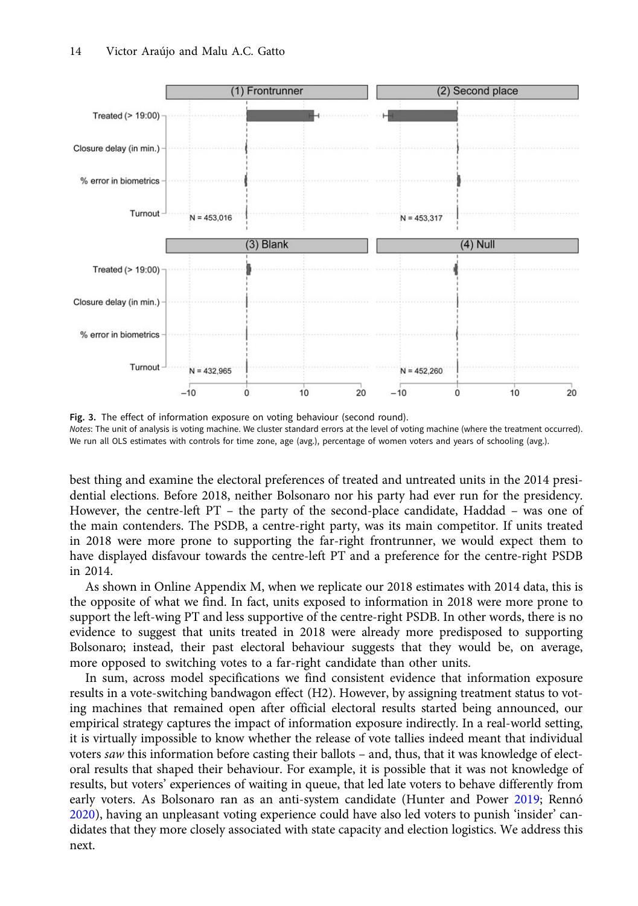Fig. 3. The effect of information exposure on voting behaviour (second round).

*Notes*: The unit of analysis is voting machine. We cluster standard errors at the level of voting machine (where the treatment occurred). We run all OLS estimates with controls for time zone, age (avg.), percentage of women voters and years of schooling (avg.).

best thing and examine the electoral preferences of treated and untreated units in the 2014 presidential elections. Before 2018, neither Bolsonaro nor his party had ever run for the presidency. However, the centre-left PT – the party of the second-place candidate, Haddad – was one of the main contenders. The PSDB, a centre-right party, was its main competitor. If units treated in 2018 were more prone to supporting the far-right frontrunner, we would expect them to have displayed disfavour towards the centre-left PT and a preference for the centre-right PSDB in 2014.

As shown in Online Appendix M, when we replicate our 2018 estimates with 2014 data, this is the opposite of what we find. In fact, units exposed to information in 2018 were more prone to support the left-wing PT and less supportive of the centre-right PSDB. In other words, there is no evidence to suggest that units treated in 2018 were already more predisposed to supporting Bolsonaro; instead, their past electoral behaviour suggests that they would be, on average, more opposed to switching votes to a far-right candidate than other units.

In sum, across model specifications we find consistent evidence that information exposure results in a vote-switching bandwagon effect (H2). However, by assigning treatment status to voting machines that remained open after official electoral results started being announced, our empirical strategy captures the impact of information exposure indirectly. In a real-world setting, it is virtually impossible to know whether the release of vote tallies indeed meant that individual voters *saw* this information before casting their ballots – and, thus, that it was knowledge of electoral results that shaped their behaviour. For example, it is possible that it was not knowledge of results, but voters' experiences of waiting in queue, that led late voters to behave differently from early voters. As Bolsonaro ran as an anti-system candidate (Hunter and Power 2019; Rennó 2020), having an unpleasant voting experience could have also led voters to punish 'insider' candidates that they more closely associated with state capacity and election logistics. We address this next.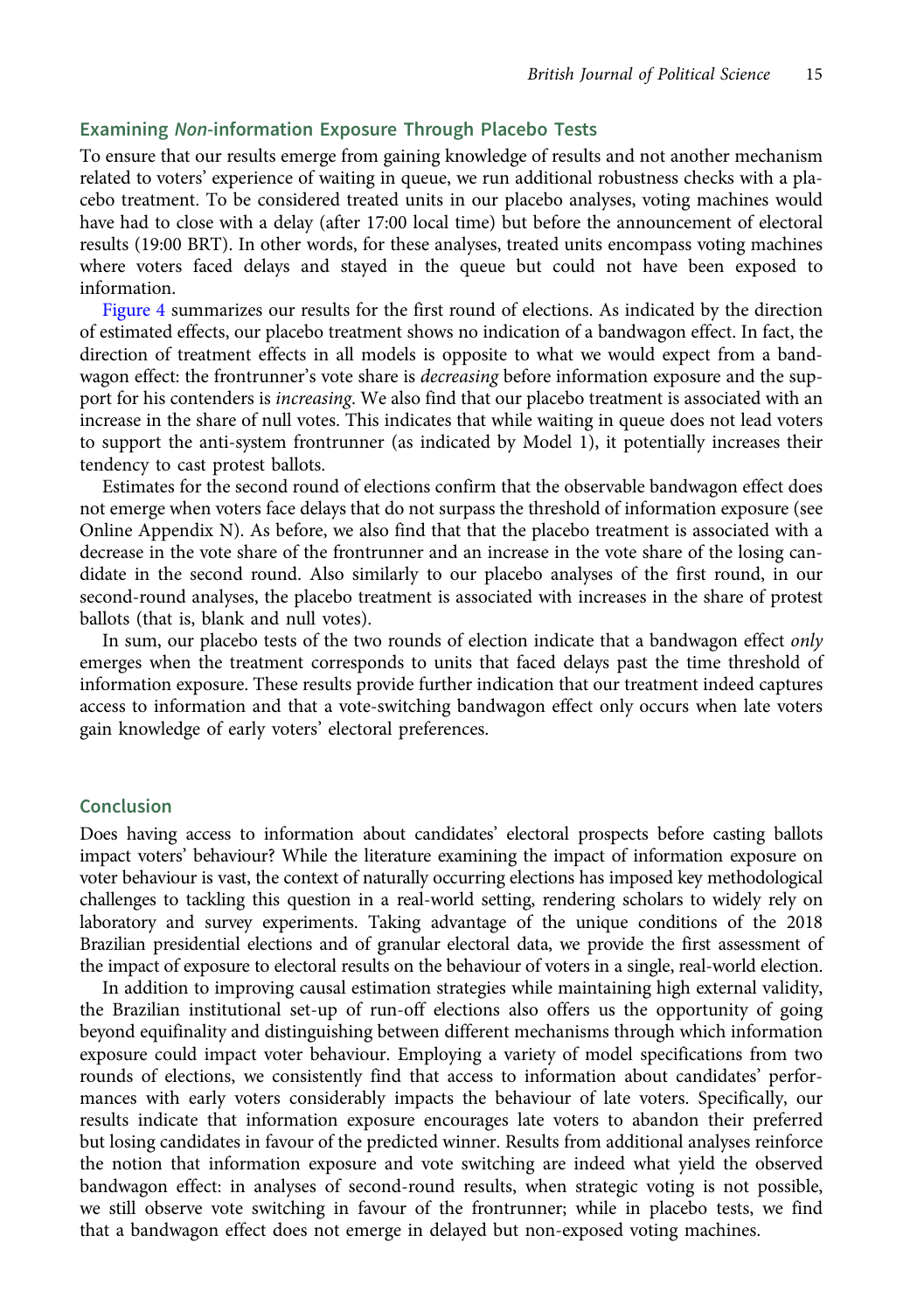## Examining *Non*-information Exposure Through Placebo Tests

To ensure that our results emerge from gaining knowledge of results and not another mechanism related to voters' experience of waiting in queue, we run additional robustness checks with a placebo treatment. To be considered treated units in our placebo analyses, voting machines would have had to close with a delay (after 17:00 local time) but before the announcement of electoral results (19:00 BRT). In other words, for these analyses, treated units encompass voting machines where voters faced delays and stayed in the queue but could not have been exposed to information.

Figure 4 summarizes our results for the first round of elections. As indicated by the direction of estimated effects, our placebo treatment shows no indication of a bandwagon effect. In fact, the direction of treatment effects in all models is opposite to what we would expect from a bandwagon effect: the frontrunner's vote share is *decreasing* before information exposure and the support for his contenders is *increasing*. We also find that our placebo treatment is associated with an increase in the share of null votes. This indicates that while waiting in queue does not lead voters to support the anti-system frontrunner (as indicated by Model 1), it potentially increases their tendency to cast protest ballots.

Estimates for the second round of elections confirm that the observable bandwagon effect does not emerge when voters face delays that do not surpass the threshold of information exposure (see Online Appendix N). As before, we also find that that the placebo treatment is associated with a decrease in the vote share of the frontrunner and an increase in the vote share of the losing candidate in the second round. Also similarly to our placebo analyses of the first round, in our second-round analyses, the placebo treatment is associated with increases in the share of protest ballots (that is, blank and null votes).

In sum, our placebo tests of the two rounds of election indicate that a bandwagon effect *only* emerges when the treatment corresponds to units that faced delays past the time threshold of information exposure. These results provide further indication that our treatment indeed captures access to information and that a vote-switching bandwagon effect only occurs when late voters gain knowledge of early voters' electoral preferences.

## Conclusion

Does having access to information about candidates' electoral prospects before casting ballots impact voters' behaviour? While the literature examining the impact of information exposure on voter behaviour is vast, the context of naturally occurring elections has imposed key methodological challenges to tackling this question in a real-world setting, rendering scholars to widely rely on laboratory and survey experiments. Taking advantage of the unique conditions of the 2018 Brazilian presidential elections and of granular electoral data, we provide the first assessment of the impact of exposure to electoral results on the behaviour of voters in a single, real-world election.

In addition to improving causal estimation strategies while maintaining high external validity, the Brazilian institutional set-up of run-off elections also offers us the opportunity of going beyond equifinality and distinguishing between different mechanisms through which information exposure could impact voter behaviour. Employing a variety of model specifications from two rounds of elections, we consistently find that access to information about candidates' performances with early voters considerably impacts the behaviour of late voters. Specifically, our results indicate that information exposure encourages late voters to abandon their preferred but losing candidates in favour of the predicted winner. Results from additional analyses reinforce the notion that information exposure and vote switching are indeed what yield the observed bandwagon effect: in analyses of second-round results, when strategic voting is not possible, we still observe vote switching in favour of the frontrunner; while in placebo tests, we find that a bandwagon effect does not emerge in delayed but non-exposed voting machines.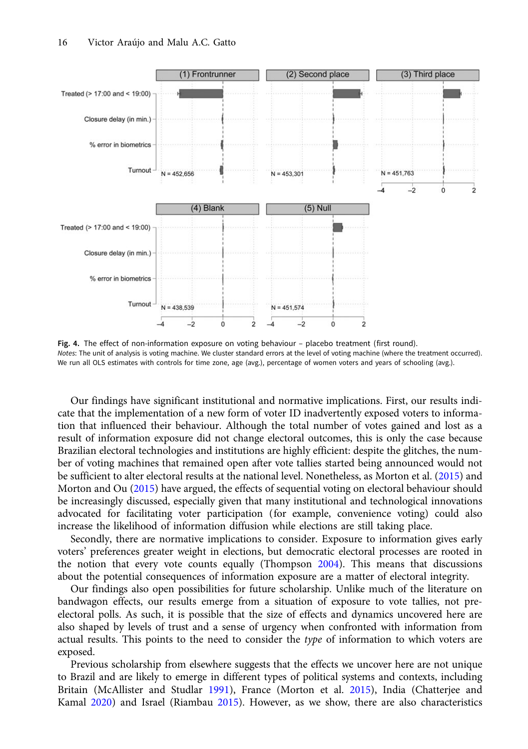Fig. 4. The effect of non-information exposure on voting behaviour – placebo treatment (first round).
*Notes*: The unit of analysis is voting machine. We cluster standard errors at the level of voting machine (where the treatment occurred). We run all OLS estimates with controls for time zone, age (avg.), percentage of women voters and years of schooling (avg.).

Our findings have significant institutional and normative implications. First, our results indicate that the implementation of a new form of voter ID inadvertently exposed voters to information that influenced their behaviour. Although the total number of votes gained and lost as a result of information exposure did not change electoral outcomes, this is only the case because Brazilian electoral technologies and institutions are highly efficient: despite the glitches, the number of voting machines that remained open after vote tallies started being announced would not be sufficient to alter electoral results at the national level. Nonetheless, as Morton et al. (2015) and Morton and Ou (2015) have argued, the effects of sequential voting on electoral behaviour should be increasingly discussed, especially given that many institutional and technological innovations advocated for facilitating voter participation (for example, convenience voting) could also increase the likelihood of information diffusion while elections are still taking place.

Secondly, there are normative implications to consider. Exposure to information gives early voters' preferences greater weight in elections, but democratic electoral processes are rooted in the notion that every vote counts equally (Thompson 2004). This means that discussions about the potential consequences of information exposure are a matter of electoral integrity.

Our findings also open possibilities for future scholarship. Unlike much of the literature on bandwagon effects, our results emerge from a situation of exposure to vote tallies, not pre-electoral polls. As such, it is possible that the size of effects and dynamics uncovered here are also shaped by levels of trust and a sense of urgency when confronted with information from actual results. This points to the need to consider the *type* of information to which voters are exposed.

Previous scholarship from elsewhere suggests that the effects we uncover here are not unique to Brazil and are likely to emerge in different types of political systems and contexts, including Britain (McAllister and Studlar 1991), France (Morton et al. 2015), India (Chatterjee and Kamal 2020) and Israel (Riambau 2015). However, as we show, there are also characteristics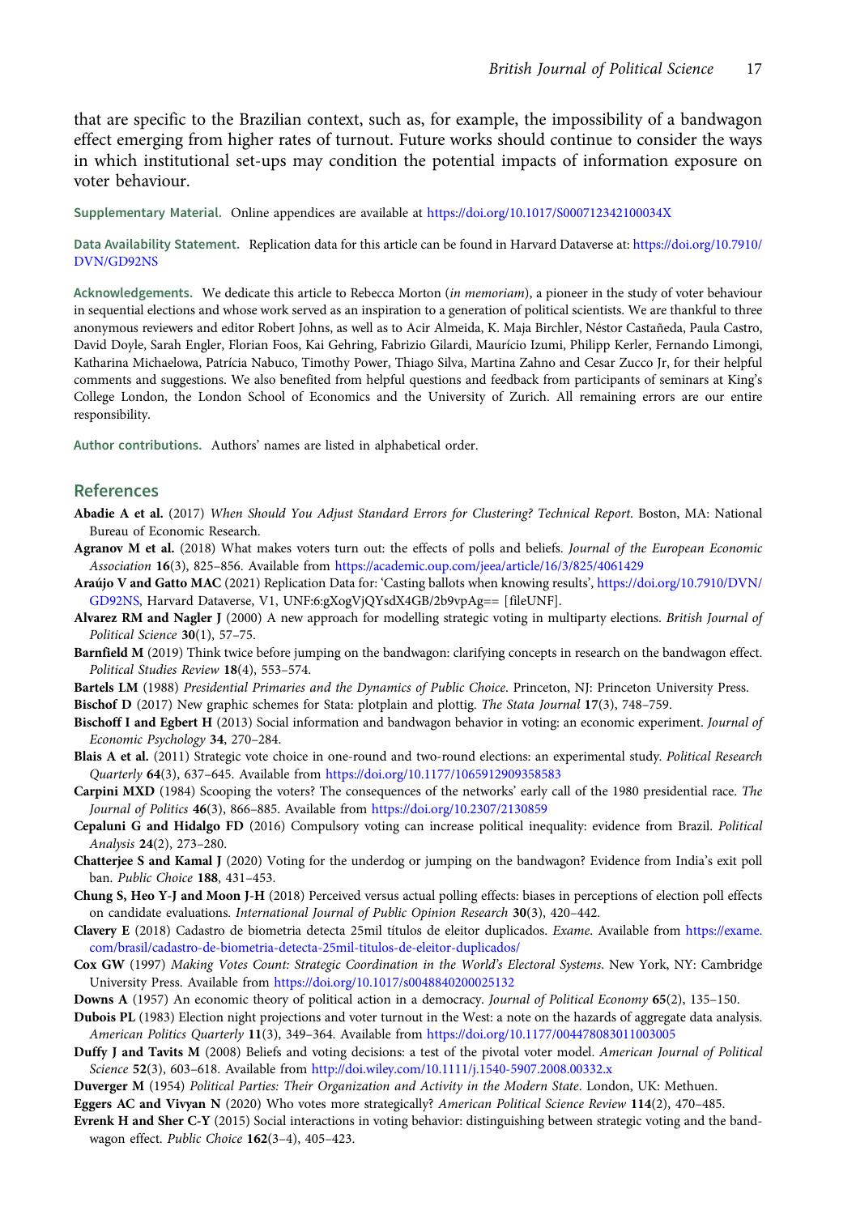that are specific to the Brazilian context, such as, for example, the impossibility of a bandwagon effect emerging from higher rates of turnout. Future works should continue to consider the ways in which institutional set-ups may condition the potential impacts of information exposure on voter behaviour.

**Supplementary Material.** Online appendices are available at https://doi.org/10.1017/S000712342100034X

**Data Availability Statement.** Replication data for this article can be found in Harvard Dataverse at: https://doi.org/10.7910/DVN/GD92NS

**Acknowledgements.** We dedicate this article to Rebecca Morton (*in memoriam*), a pioneer in the study of voter behaviour in sequential elections and whose work served as an inspiration to a generation of political scientists. We are thankful to three anonymous reviewers and editor Robert Johns, as well as to Acir Almeida, K. Maja Birchler, Néstor Castañeda, Paula Castro, David Doyle, Sarah Engler, Florian Foos, Kai Gehring, Fabrizio Gilardi, Maurício Izumi, Philipp Kerler, Fernando Limongi, Katharina Michaelowa, Patrícia Nabuco, Timothy Power, Thiago Silva, Martina Zahno and Cesar Zucco Jr, for their helpful comments and suggestions. We also benefited from helpful questions and feedback from participants of seminars at King's College London, the London School of Economics and the University of Zurich. All remaining errors are our entire responsibility.

**Author contributions.** Authors' names are listed in alphabetical order.

## References

**Abadie A et al.** (2017) *When Should You Adjust Standard Errors for Clustering? Technical Report.* Boston, MA: National Bureau of Economic Research.

**Agranov M et al.** (2018) What makes voters turn out: the effects of polls and beliefs. *Journal of the European Economic Association* **16**(3), 825–856. Available from https://academic.oup.com/jeea/article/16/3/825/4061429

**Araújo V and Gatto MAC** (2021) Replication Data for: 'Casting ballots when knowing results', https://doi.org/10.7910/DVN/GD92NS, Harvard Dataverse, V1, UNF:6:gXogVjQYsdX4GB/2b9vpAg== [fileUNF].

**Alvarez RM and Nagler J** (2000) A new approach for modelling strategic voting in multiparty elections. *British Journal of Political Science* **30**(1), 57–75.

**Barnfield M** (2019) Think twice before jumping on the bandwagon: clarifying concepts in research on the bandwagon effect. *Political Studies Review* **18**(4), 553–574.

**Bartels LM** (1988) *Presidential Primaries and the Dynamics of Public Choice*. Princeton, NJ: Princeton University Press.

**Bischof D** (2017) New graphic schemes for Stata: plotplain and plottig. *The Stata Journal* **17**(3), 748–759.

**Bischoff I and Egbert H** (2013) Social information and bandwagon behavior in voting: an economic experiment. *Journal of Economic Psychology* **34**, 270–284.

**Blais A et al.** (2011) Strategic vote choice in one-round and two-round elections: an experimental study. *Political Research Quarterly* **64**(3), 637–645. Available from https://doi.org/10.1177/1065912909358583

**Carpini MXD** (1984) Scooping the voters? The consequences of the networks' early call of the 1980 presidential race. *The Journal of Politics* **46**(3), 866–885. Available from https://doi.org/10.2307/2130859

**Cepaluni G and Hidalgo FD** (2016) Compulsory voting can increase political inequality: evidence from Brazil. *Political Analysis* **24**(2), 273–280.

**Chatterjee S and Kamal J** (2020) Voting for the underdog or jumping on the bandwagon? Evidence from India's exit poll ban. *Public Choice* **188**, 431–453.

**Chung S, Heo Y-J and Moon J-H** (2018) Perceived versus actual polling effects: biases in perceptions of election poll effects on candidate evaluations. *International Journal of Public Opinion Research* **30**(3), 420–442.

**Clavery E** (2018) Cadastro de biometria detecta 25mil títulos de eleitor duplicados. *Exame*. Available from https://exame.com/brasil/cadastro-de-biometria-detecta-25mil-titulos-de-eleitor-duplicados/

**Cox GW** (1997) *Making Votes Count: Strategic Coordination in the World's Electoral Systems*. New York, NY: Cambridge University Press. Available from https://doi.org/10.1017/s0048840200025132

**Downs A** (1957) An economic theory of political action in a democracy. *Journal of Political Economy* **65**(2), 135–150.

**Dubois PL** (1983) Election night projections and voter turnout in the West: a note on the hazards of aggregate data analysis. *American Politics Quarterly* **11**(3), 349–364. Available from https://doi.org/10.1177/004478083011003005

**Duffy J and Tavits M** (2008) Beliefs and voting decisions: a test of the pivotal voter model. *American Journal of Political Science* **52**(3), 603–618. Available from http://doi.wiley.com/10.1111/j.1540-5907.2008.00332.x

**Duverger M** (1954) *Political Parties: Their Organization and Activity in the Modern State*. London, UK: Methuen.

**Eggers AC and Vivyan N** (2020) Who votes more strategically? *American Political Science Review* **114**(2), 470–485.

**Evrenk H and Sher C-Y** (2015) Social interactions in voting behavior: distinguishing between strategic voting and the bandwagon effect. *Public Choice* **162**(3–4), 405–423.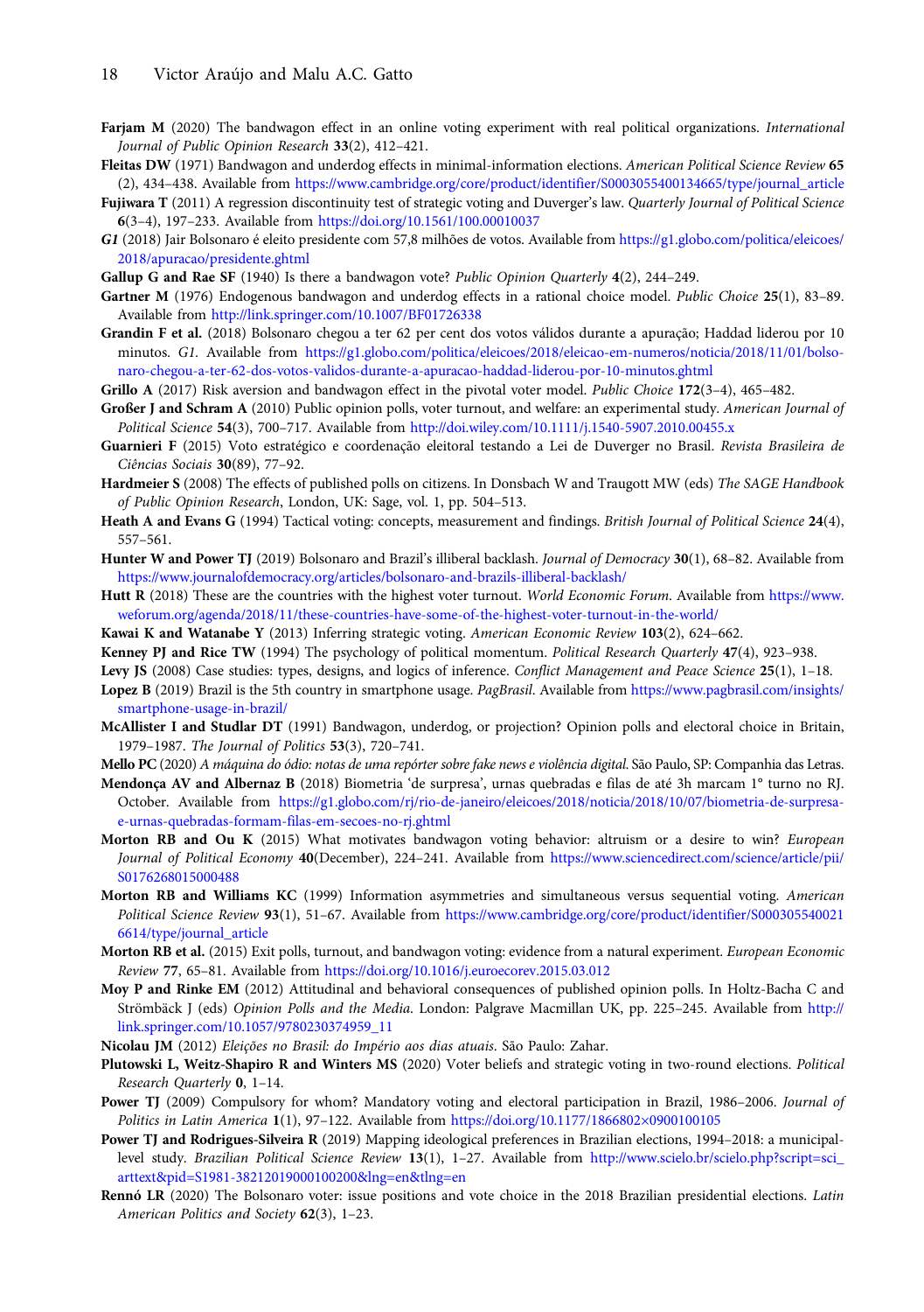**Farjam M** (2020) The bandwagon effect in an online voting experiment with real political organizations. *International Journal of Public Opinion Research* **33**(2), 412–421.

**Fleitas DW** (1971) Bandwagon and underdog effects in minimal-information elections. *American Political Science Review* **65** (2), 434–438. Available from https://www.cambridge.org/core/product/identifier/S0003055400134665/type/journal_article

**Fujiwara T** (2011) A regression discontinuity test of strategic voting and Duverger's law. *Quarterly Journal of Political Science* **6**(3–4), 197–233. Available from https://doi.org/10.1561/100.00010037

***G1*** (2018) Jair Bolsonaro é eleito presidente com 57,8 milhões de votos. Available from https://g1.globo.com/politica/eleicoes/2018/apuracao/presidente.ghtml

**Gallup G and Rae SF** (1940) Is there a bandwagon vote? *Public Opinion Quarterly* **4**(2), 244–249.

**Gartner M** (1976) Endogenous bandwagon and underdog effects in a rational choice model. *Public Choice* **25**(1), 83–89. Available from http://link.springer.com/10.1007/BF01726338

**Grandin F et al.** (2018) Bolsonaro chegou a ter 62 per cent dos votos válidos durante a apuração; Haddad liderou por 10 minutos. *G1*. Available from https://g1.globo.com/politica/eleicoes/2018/eleicao-em-numeros/noticia/2018/11/01/bolsonaro-chegou-a-ter-62-dos-votos-validos-durante-a-apuracao-haddad-liderou-por-10-minutos.ghtml

**Grillo A** (2017) Risk aversion and bandwagon effect in the pivotal voter model. *Public Choice* **172**(3–4), 465–482.

**Großer J and Schram A** (2010) Public opinion polls, voter turnout, and welfare: an experimental study. *American Journal of Political Science* **54**(3), 700–717. Available from http://doi.wiley.com/10.1111/j.1540-5907.2010.00455.x

**Guarnieri F** (2015) Voto estratégico e coordenação eleitoral testando a Lei de Duverger no Brasil. *Revista Brasileira de Ciências Sociais* **30**(89), 77–92.

**Hardmeier S** (2008) The effects of published polls on citizens. In Donsbach W and Traugott MW (eds) *The SAGE Handbook of Public Opinion Research*, London, UK: Sage, vol. 1, pp. 504–513.

**Heath A and Evans G** (1994) Tactical voting: concepts, measurement and findings. *British Journal of Political Science* **24**(4), 557–561.

**Hunter W and Power TJ** (2019) Bolsonaro and Brazil's illiberal backlash. *Journal of Democracy* **30**(1), 68–82. Available from https://www.journalofdemocracy.org/articles/bolsonaro-and-brazils-illiberal-backlash/

**Hutt R** (2018) These are the countries with the highest voter turnout. *World Economic Forum*. Available from https://www.weforum.org/agenda/2018/11/these-countries-have-some-of-the-highest-voter-turnout-in-the-world/

**Kawai K and Watanabe Y** (2013) Inferring strategic voting. *American Economic Review* **103**(2), 624–662.

**Kenney PJ and Rice TW** (1994) The psychology of political momentum. *Political Research Quarterly* **47**(4), 923–938.

**Levy JS** (2008) Case studies: types, designs, and logics of inference. *Conflict Management and Peace Science* **25**(1), 1–18.

**Lopez B** (2019) Brazil is the 5th country in smartphone usage. *PagBrasil*. Available from https://www.pagbrasil.com/insights/smartphone-usage-in-brazil/

**McAllister I and Studlar DT** (1991) Bandwagon, underdog, or projection? Opinion polls and electoral choice in Britain, 1979–1987. *The Journal of Politics* **53**(3), 720–741.

**Mello PC** (2020) *A máquina do ódio: notas de uma repórter sobre fake news e violência digital.* São Paulo, SP: Companhia das Letras.

**Mendonça AV and Albernaz B** (2018) Biometria 'de surpresa', urnas quebradas e filas de até 3h marcam 1° turno no RJ. October. Available from https://g1.globo.com/rj/rio-de-janeiro/eleicoes/2018/noticia/2018/10/07/biometria-de-surpresa-e-urnas-quebradas-formam-filas-em-secoes-no-rj.ghtml

**Morton RB and Ou K** (2015) What motivates bandwagon voting behavior: altruism or a desire to win? *European Journal of Political Economy* **40**(December), 224–241. Available from https://www.sciencedirect.com/science/article/pii/S0176268015000488

**Morton RB and Williams KC** (1999) Information asymmetries and simultaneous versus sequential voting. *American Political Science Review* **93**(1), 51–67. Available from https://www.cambridge.org/core/product/identifier/S0003055400216614/type/journal_article

**Morton RB et al.** (2015) Exit polls, turnout, and bandwagon voting: evidence from a natural experiment. *European Economic Review* 77, 65–81. Available from https://doi.org/10.1016/j.euroecorev.2015.03.012

**Moy P and Rinke EM** (2012) Attitudinal and behavioral consequences of published opinion polls. In Holtz-Bacha C and Strömbäck J (eds) *Opinion Polls and the Media*. London: Palgrave Macmillan UK, pp. 225–245. Available from http://link.springer.com/10.1057/9780230374959_11

**Nicolau JM** (2012) *Eleições no Brasil: do Império aos dias atuais*. São Paulo: Zahar.

**Plutowski L, Weitz-Shapiro R and Winters MS** (2020) Voter beliefs and strategic voting in two-round elections. *Political Research Quarterly* **0**, 1–14.

**Power TJ** (2009) Compulsory for whom? Mandatory voting and electoral participation in Brazil, 1986–2006. *Journal of Politics in Latin America* **1**(1), 97–122. Available from https://doi.org/10.1177/1866802×0900100105

**Power TJ and Rodrigues-Silveira R** (2019) Mapping ideological preferences in Brazilian elections, 1994–2018: a municipal-level study. *Brazilian Political Science Review* **13**(1), 1–27. Available from http://www.scielo.br/scielo.php?script=sci_arttext&pid=S1981-38212019000100200&lng=en&tlng=en

**Rennó LR** (2020) The Bolsonaro voter: issue positions and vote choice in the 2018 Brazilian presidential elections. *Latin American Politics and Society* **62**(3), 1–23.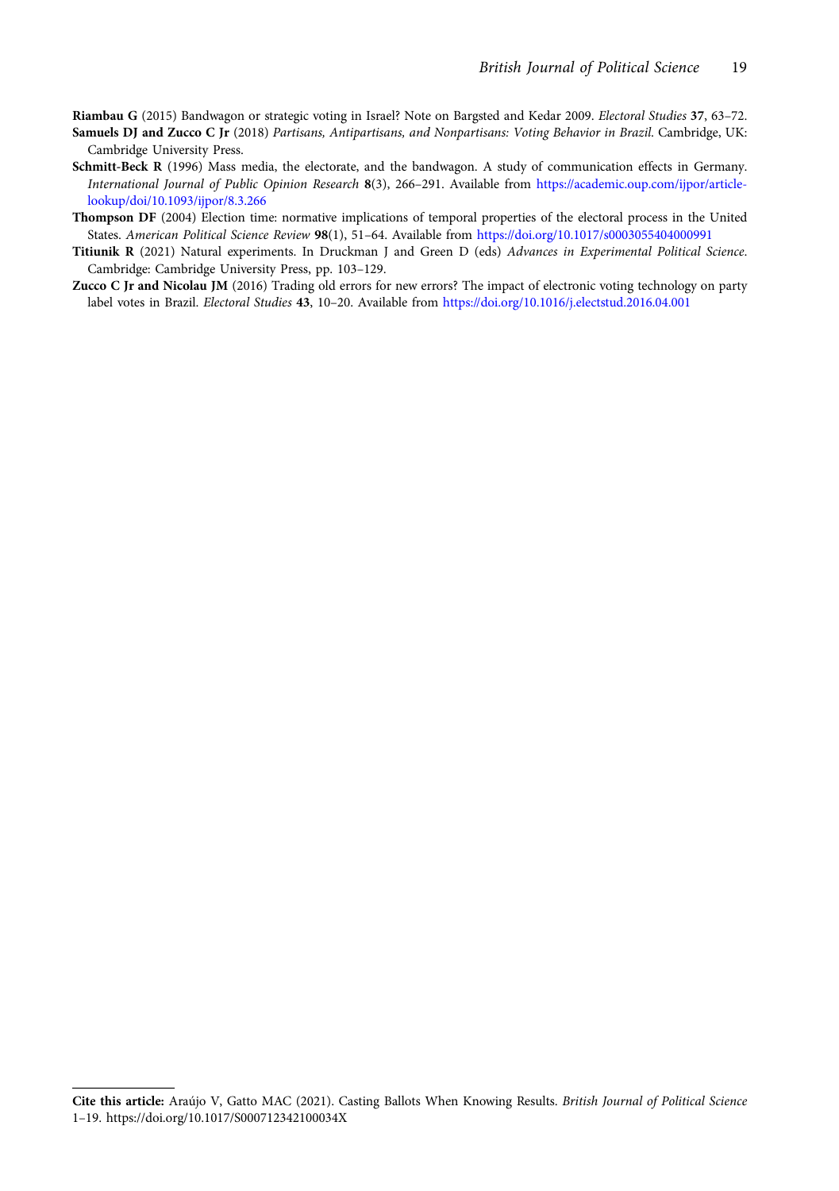**Riambau G** (2015) Bandwagon or strategic voting in Israel? Note on Bargsted and Kedar 2009. *Electoral Studies* **37**, 63–72.

**Samuels DJ and Zucco C Jr** (2018) *Partisans, Antipartisans, and Nonpartisans: Voting Behavior in Brazil*. Cambridge, UK: Cambridge University Press.

**Schmitt-Beck R** (1996) Mass media, the electorate, and the bandwagon. A study of communication effects in Germany. *International Journal of Public Opinion Research* **8**(3), 266–291. Available from https://academic.oup.com/ijpor/article-lookup/doi/10.1093/ijpor/8.3.266

**Thompson DF** (2004) Election time: normative implications of temporal properties of the electoral process in the United States. *American Political Science Review* **98**(1), 51–64. Available from https://doi.org/10.1017/s0003055404000991

**Titiunik R** (2021) Natural experiments. In Druckman J and Green D (eds) *Advances in Experimental Political Science*. Cambridge: Cambridge University Press, pp. 103–129.

**Zucco C Jr and Nicolau JM** (2016) Trading old errors for new errors? The impact of electronic voting technology on party label votes in Brazil. *Electoral Studies* **43**, 10–20. Available from https://doi.org/10.1016/j.electstud.2016.04.001

**Cite this article:** Araújo V, Gatto MAC (2021). Casting Ballots When Knowing Results. *British Journal of Political Science* 1–19. https://doi.org/10.1017/S000712342100034X